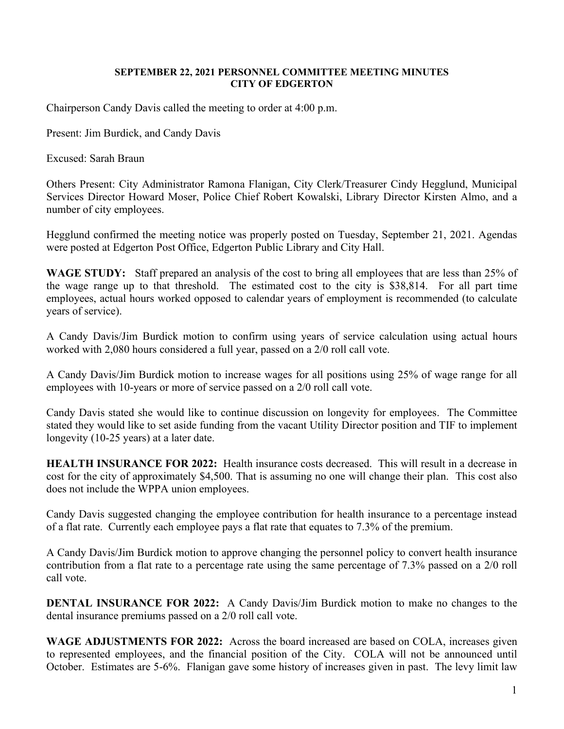**SEPTEMBER 22, 2021 PERSONNEL COMMITTEE MEETING MINUTES**
**CITY OF EDGERTON**

Chairperson Candy Davis called the meeting to order at 4:00 p.m.

Present: Jim Burdick, and Candy Davis

Excused: Sarah Braun

Others Present: City Administrator Ramona Flanigan, City Clerk/Treasurer Cindy Hegglund, Municipal Services Director Howard Moser, Police Chief Robert Kowalski, Library Director Kirsten Almo, and a number of city employees.

Hegglund confirmed the meeting notice was properly posted on Tuesday, September 21, 2021. Agendas were posted at Edgerton Post Office, Edgerton Public Library and City Hall.

**WAGE STUDY:** Staff prepared an analysis of the cost to bring all employees that are less than 25% of the wage range up to that threshold. The estimated cost to the city is $38,814. For all part time employees, actual hours worked opposed to calendar years of employment is recommended (to calculate years of service).

A Candy Davis/Jim Burdick motion to confirm using years of service calculation using actual hours worked with 2,080 hours considered a full year, passed on a 2/0 roll call vote.

A Candy Davis/Jim Burdick motion to increase wages for all positions using 25% of wage range for all employees with 10-years or more of service passed on a 2/0 roll call vote.

Candy Davis stated she would like to continue discussion on longevity for employees. The Committee stated they would like to set aside funding from the vacant Utility Director position and TIF to implement longevity (10-25 years) at a later date.

**HEALTH INSURANCE FOR 2022:** Health insurance costs decreased. This will result in a decrease in cost for the city of approximately $4,500. That is assuming no one will change their plan. This cost also does not include the WPPA union employees.

Candy Davis suggested changing the employee contribution for health insurance to a percentage instead of a flat rate. Currently each employee pays a flat rate that equates to 7.3% of the premium.

A Candy Davis/Jim Burdick motion to approve changing the personnel policy to convert health insurance contribution from a flat rate to a percentage rate using the same percentage of 7.3% passed on a 2/0 roll call vote.

**DENTAL INSURANCE FOR 2022:** A Candy Davis/Jim Burdick motion to make no changes to the dental insurance premiums passed on a 2/0 roll call vote.

**WAGE ADJUSTMENTS FOR 2022:** Across the board increased are based on COLA, increases given to represented employees, and the financial position of the City. COLA will not be announced until October. Estimates are 5-6%. Flanigan gave some history of increases given in past. The levy limit law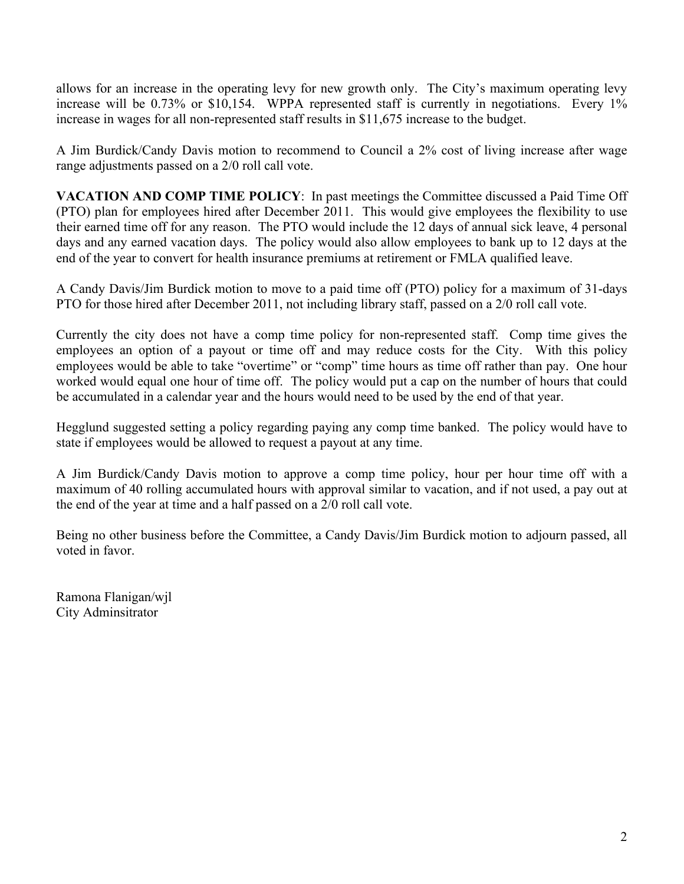allows for an increase in the operating levy for new growth only. The City's maximum operating levy increase will be 0.73% or $10,154. WPPA represented staff is currently in negotiations. Every 1% increase in wages for all non-represented staff results in $11,675 increase to the budget.

A Jim Burdick/Candy Davis motion to recommend to Council a 2% cost of living increase after wage range adjustments passed on a 2/0 roll call vote.

**VACATION AND COMP TIME POLICY**: In past meetings the Committee discussed a Paid Time Off (PTO) plan for employees hired after December 2011. This would give employees the flexibility to use their earned time off for any reason. The PTO would include the 12 days of annual sick leave, 4 personal days and any earned vacation days. The policy would also allow employees to bank up to 12 days at the end of the year to convert for health insurance premiums at retirement or FMLA qualified leave.

A Candy Davis/Jim Burdick motion to move to a paid time off (PTO) policy for a maximum of 31-days PTO for those hired after December 2011, not including library staff, passed on a 2/0 roll call vote.

Currently the city does not have a comp time policy for non-represented staff. Comp time gives the employees an option of a payout or time off and may reduce costs for the City. With this policy employees would be able to take "overtime" or "comp" time hours as time off rather than pay. One hour worked would equal one hour of time off. The policy would put a cap on the number of hours that could be accumulated in a calendar year and the hours would need to be used by the end of that year.

Hegglund suggested setting a policy regarding paying any comp time banked. The policy would have to state if employees would be allowed to request a payout at any time.

A Jim Burdick/Candy Davis motion to approve a comp time policy, hour per hour time off with a maximum of 40 rolling accumulated hours with approval similar to vacation, and if not used, a pay out at the end of the year at time and a half passed on a 2/0 roll call vote.

Being no other business before the Committee, a Candy Davis/Jim Burdick motion to adjourn passed, all voted in favor.

Ramona Flanigan/wjl
City Adminsitrator